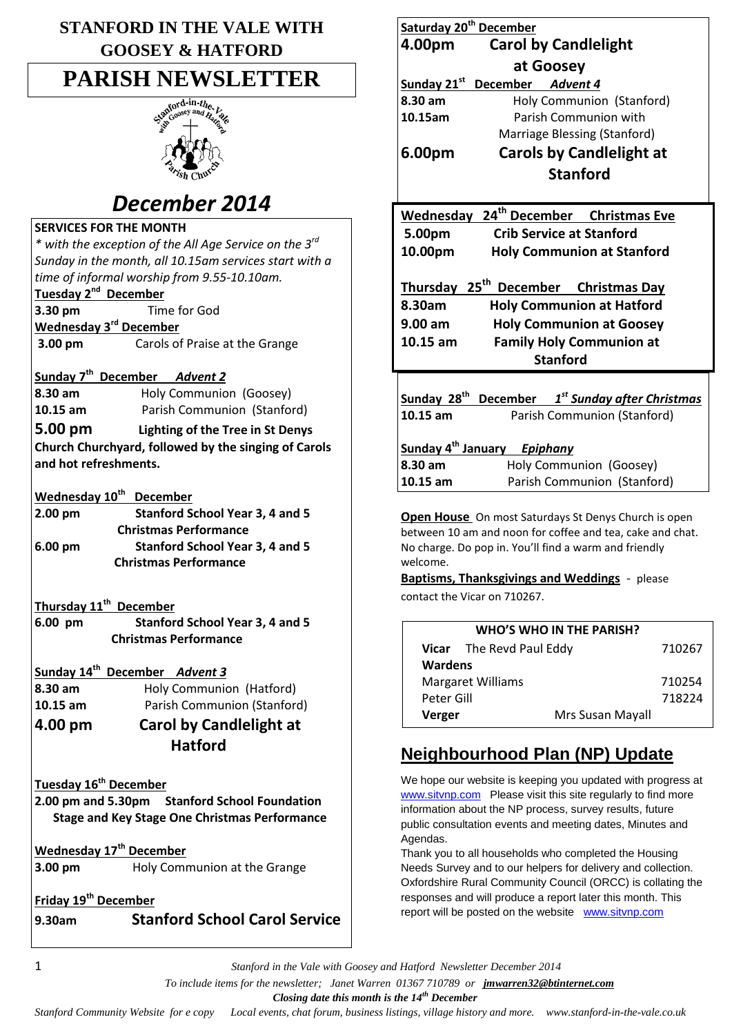# STANFORD IN THE VALE WITH GOOSEY & HATFORD

# PARISH NEWSLETTER

# *December 2014*

## SERVICES FOR THE MONTH

*\* with the exception of the All Age Service on the 3rd Sunday in the month, all 10.15am services start with a time of informal worship from 9.55-10.10am.*

**Tuesday 2nd December**
3.30 pm Time for God

**Wednesday 3rd December**
3.00 pm Carols of Praise at the Grange

**Sunday 7th December *Advent 2***
8.30 am Holy Communion (Goosey)
10.15 am Parish Communion (Stanford)
**5.00 pm Lighting of the Tree in St Denys Church Churchyard, followed by the singing of Carols and hot refreshments.**

**Wednesday 10th December**
**2.00 pm Stanford School Year 3, 4 and 5 Christmas Performance**
**6.00 pm Stanford School Year 3, 4 and 5 Christmas Performance**

**Thursday 11th December**
**6.00 pm Stanford School Year 3, 4 and 5 Christmas Performance**

**Sunday 14th December *Advent 3***
8.30 am Holy Communion (Hatford)
10.15 am Parish Communion (Stanford)
**4.00 pm Carol by Candlelight at Hatford**

**Tuesday 16th December**
**2.00 pm and 5.30pm Stanford School Foundation Stage and Key Stage One Christmas Performance**

**Wednesday 17th December**
3.00 pm Holy Communion at the Grange

**Friday 19th December**
**9.30am Stanford School Carol Service**

**Saturday 20th December**
**4.00pm Carol by Candlelight at Goosey**

**Sunday 21st December *Advent 4***
8.30 am Holy Communion (Stanford)
10.15am Parish Communion with Marriage Blessing (Stanford)
**6.00pm Carols by Candlelight at Stanford**

**Wednesday 24th December Christmas Eve**
**5.00pm Crib Service at Stanford**
**10.00pm Holy Communion at Stanford**

**Thursday 25th December Christmas Day**
**8.30am Holy Communion at Hatford**
**9.00 am Holy Communion at Goosey**
**10.15 am Family Holy Communion at Stanford**

**Sunday 28th December *1st Sunday after Christmas***
10.15 am Parish Communion (Stanford)

**Sunday 4th January *Epiphany***
8.30 am Holy Communion (Goosey)
10.15 am Parish Communion (Stanford)

**Open House** On most Saturdays St Denys Church is open between 10 am and noon for coffee and tea, cake and chat. No charge. Do pop in. You'll find a warm and friendly welcome.

**Baptisms, Thanksgivings and Weddings** - please contact the Vicar on 710267.

| WHO'S WHO IN THE PARISH? | | |
|---|---|---|
| **Vicar** The Revd Paul Eddy | | 710267 |
| **Wardens** | | |
| Margaret Williams | | 710254 |
| Peter Gill | | 718224 |
| **Verger** | Mrs Susan Mayall | |

## Neighbourhood Plan (NP) Update

We hope our website is keeping you updated with progress at www.sitvnp.com Please visit this site regularly to find more information about the NP process, survey results, future public consultation events and meeting dates, Minutes and Agendas.

Thank you to all households who completed the Housing Needs Survey and to our helpers for delivery and collection. Oxfordshire Rural Community Council (ORCC) is collating the responses and will produce a report later this month. This report will be posted on the website www.sitvnp.com

*To include items for the newsletter; Janet Warren 01367 710789 or **jmwarren32@btinternet.com***

***Closing date this month is the 14th December***

*Stanford Community Website for e copy Local events, chat forum, business listings, village history and more. www.stanford-in-the-vale.co.uk*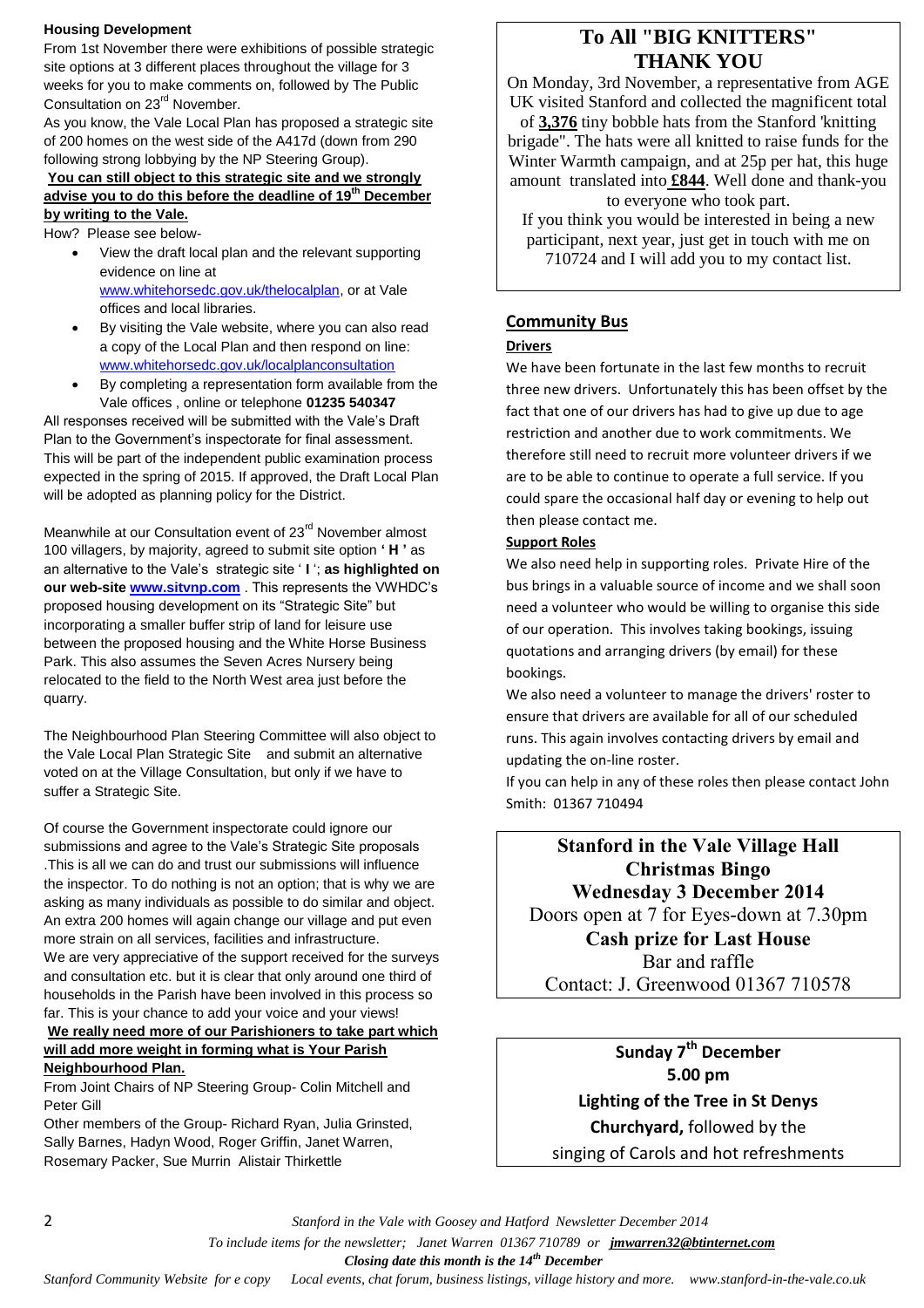### Housing Development

From 1st November there were exhibitions of possible strategic site options at 3 different places throughout the village for 3 weeks for you to make comments on, followed by The Public Consultation on 23rd November.

As you know, the Vale Local Plan has proposed a strategic site of 200 homes on the west side of the A417d (down from 290 following strong lobbying by the NP Steering Group).

**You can still object to this strategic site and we strongly advise you to do this before the deadline of 19th December by writing to the Vale.**

How? Please see below-

- View the draft local plan and the relevant supporting evidence on line at www.whitehorsedc.gov.uk/thelocalplan, or at Vale offices and local libraries.
- By visiting the Vale website, where you can also read a copy of the Local Plan and then respond on line: www.whitehorsedc.gov.uk/localplanconsultation
- By completing a representation form available from the Vale offices , online or telephone **01235 540347**

All responses received will be submitted with the Vale's Draft Plan to the Government's inspectorate for final assessment. This will be part of the independent public examination process expected in the spring of 2015. If approved, the Draft Local Plan will be adopted as planning policy for the District.

Meanwhile at our Consultation event of 23rd November almost 100 villagers, by majority, agreed to submit site option **' H '** as an alternative to the Vale's strategic site ' **I** '; **as highlighted on our web-site www.sitvnp.com** . This represents the VWHDC's proposed housing development on its "Strategic Site" but incorporating a smaller buffer strip of land for leisure use between the proposed housing and the White Horse Business Park. This also assumes the Seven Acres Nursery being relocated to the field to the North West area just before the quarry.

The Neighbourhood Plan Steering Committee will also object to the Vale Local Plan Strategic Site and submit an alternative voted on at the Village Consultation, but only if we have to suffer a Strategic Site.

Of course the Government inspectorate could ignore our submissions and agree to the Vale's Strategic Site proposals .This is all we can do and trust our submissions will influence the inspector. To do nothing is not an option; that is why we are asking as many individuals as possible to do similar and object. An extra 200 homes will again change our village and put even more strain on all services, facilities and infrastructure.

We are very appreciative of the support received for the surveys and consultation etc. but it is clear that only around one third of households in the Parish have been involved in this process so far. This is your chance to add your voice and your views!

**We really need more of our Parishioners to take part which will add more weight in forming what is Your Parish Neighbourhood Plan.**

From Joint Chairs of NP Steering Group- Colin Mitchell and Peter Gill

Other members of the Group- Richard Ryan, Julia Grinsted, Sally Barnes, Hadyn Wood, Roger Griffin, Janet Warren, Rosemary Packer, Sue Murrin Alistair Thirkettle

## To All "BIG KNITTERS" THANK YOU

On Monday, 3rd November, a representative from AGE UK visited Stanford and collected the magnificent total of **3,376** tiny bobble hats from the Stanford 'knitting brigade". The hats were all knitted to raise funds for the Winter Warmth campaign, and at 25p per hat, this huge amount translated into **£844**. Well done and thank-you to everyone who took part.

If you think you would be interested in being a new participant, next year, just get in touch with me on 710724 and I will add you to my contact list.

### Community Bus

**Drivers**

We have been fortunate in the last few months to recruit three new drivers. Unfortunately this has been offset by the fact that one of our drivers has had to give up due to age restriction and another due to work commitments. We therefore still need to recruit more volunteer drivers if we are to be able to continue to operate a full service. If you could spare the occasional half day or evening to help out then please contact me.

**Support Roles**

We also need help in supporting roles. Private Hire of the bus brings in a valuable source of income and we shall soon need a volunteer who would be willing to organise this side of our operation. This involves taking bookings, issuing quotations and arranging drivers (by email) for these bookings.

We also need a volunteer to manage the drivers' roster to ensure that drivers are available for all of our scheduled runs. This again involves contacting drivers by email and updating the on-line roster.

If you can help in any of these roles then please contact John Smith: 01367 710494

**Stanford in the Vale Village Hall**
**Christmas Bingo**
**Wednesday 3 December 2014**

Doors open at 7 for Eyes-down at 7.30pm

**Cash prize for Last House**

Bar and raffle

Contact: J. Greenwood 01367 710578

**Sunday 7th December**
**5.00 pm**
**Lighting of the Tree in St Denys Churchyard,** followed by the singing of Carols and hot refreshments

*To include items for the newsletter; Janet Warren 01367 710789 or **jmwarren32@btinternet.com***

***Closing date this month is the 14th December***

*Stanford Community Website for e copy Local events, chat forum, business listings, village history and more. www.stanford-in-the-vale.co.uk*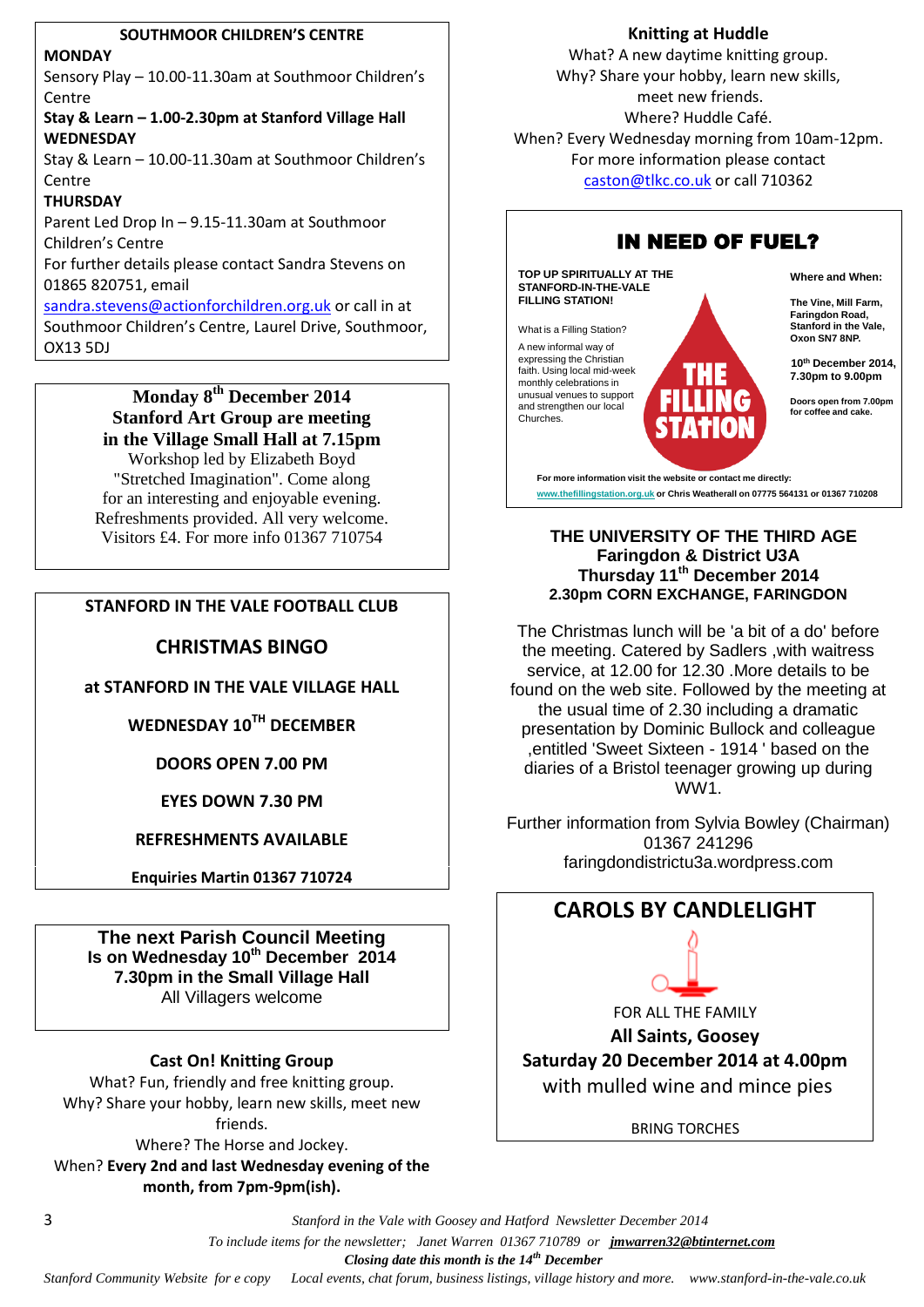## SOUTHMOOR CHILDREN'S CENTRE

**MONDAY**

Sensory Play – 10.00-11.30am at Southmoor Children's Centre

**Stay & Learn – 1.00-2.30pm at Stanford Village Hall**

**WEDNESDAY**

Stay & Learn – 10.00-11.30am at Southmoor Children's Centre

**THURSDAY**

Parent Led Drop In – 9.15-11.30am at Southmoor Children's Centre

For further details please contact Sandra Stevens on 01865 820751, email sandra.stevens@actionforchildren.org.uk or call in at Southmoor Children's Centre, Laurel Drive, Southmoor, OX13 5DJ

---

**Monday 8th December 2014**
**Stanford Art Group are meeting in the Village Small Hall at 7.15pm**

Workshop led by Elizabeth Boyd "Stretched Imagination". Come along for an interesting and enjoyable evening. Refreshments provided. All very welcome. Visitors £4. For more info 01367 710754

---

## STANFORD IN THE VALE FOOTBALL CLUB

## CHRISTMAS BINGO

**at STANFORD IN THE VALE VILLAGE HALL**

**WEDNESDAY 10TH DECEMBER**

**DOORS OPEN 7.00 PM**

**EYES DOWN 7.30 PM**

**REFRESHMENTS AVAILABLE**

**Enquiries Martin 01367 710724**

---

**The next Parish Council Meeting**
**Is on Wednesday 10th December 2014**
**7.30pm in the Small Village Hall**

All Villagers welcome

---

### Cast On! Knitting Group

What? Fun, friendly and free knitting group.
Why? Share your hobby, learn new skills, meet new friends.
Where? The Horse and Jockey.
When? **Every 2nd and last Wednesday evening of the month, from 7pm-9pm(ish).**

---

### Knitting at Huddle

What? A new daytime knitting group.
Why? Share your hobby, learn new skills, meet new friends.
Where? Huddle Café.
When? Every Wednesday morning from 10am-12pm.
For more information please contact caston@tlkc.co.uk or call 710362

---

## IN NEED OF FUEL?

**TOP UP SPIRITUALLY AT THE STANFORD-IN-THE-VALE FILLING STATION!**

What is a Filling Station?

A new informal way of expressing the Christian faith. Using local mid-week monthly celebrations in unusual venues to support and strengthen our local Churches.

**THE FILLING STATION**

**Where and When:**

**The Vine, Mill Farm, Faringdon Road, Stanford in the Vale, Oxon SN7 8NP.**

**10th December 2014, 7.30pm to 9.00pm**

**Doors open from 7.00pm for coffee and cake.**

**For more information visit the website or contact me directly:**
**www.thefillingstation.org.uk or Chris Weatherall on 07775 564131 or 01367 710208**

---

**THE UNIVERSITY OF THE THIRD AGE**
**Faringdon & District U3A**
**Thursday 11th December 2014**
**2.30pm CORN EXCHANGE, FARINGDON**

The Christmas lunch will be 'a bit of a do' before the meeting. Catered by Sadlers ,with waitress service, at 12.00 for 12.30 .More details to be found on the web site. Followed by the meeting at the usual time of 2.30 including a dramatic presentation by Dominic Bullock and colleague ,entitled 'Sweet Sixteen - 1914 ' based on the diaries of a Bristol teenager growing up during WW1.

Further information from Sylvia Bowley (Chairman) 01367 241296
faringdondistrictu3a.wordpress.com

---

## CAROLS BY CANDLELIGHT

FOR ALL THE FAMILY

**All Saints, Goosey**

**Saturday 20 December 2014 at 4.00pm**

with mulled wine and mince pies

BRING TORCHES

---

*Stanford in the Vale with Goosey and Hatford Newsletter December 2014*

*To include items for the newsletter; Janet Warren 01367 710789 or* ***jmwarren32@btinternet.com***

***Closing date this month is the 14th December***

*Stanford Community Website for e copy Local events, chat forum, business listings, village history and more. www.stanford-in-the-vale.co.uk*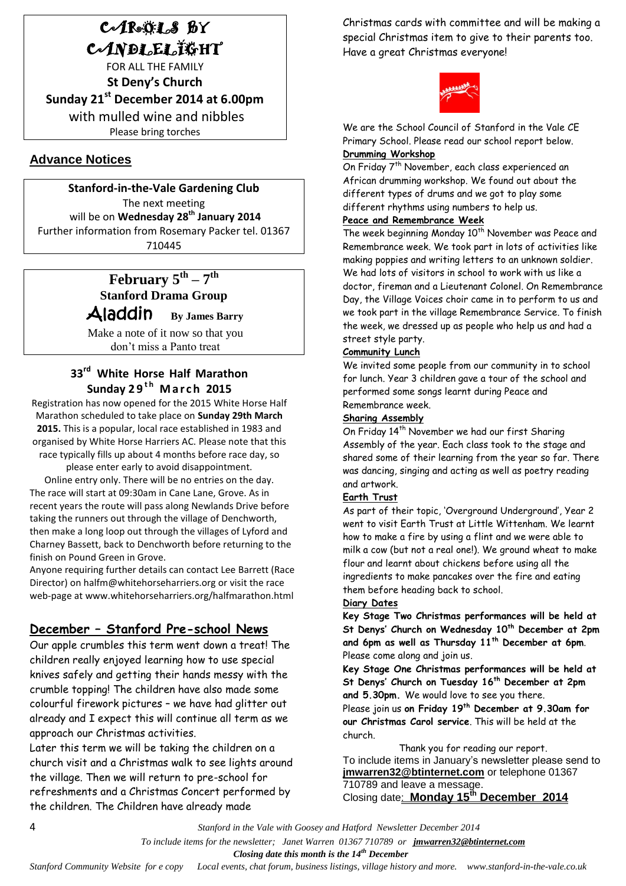# CAROLS BY CANDLELIGHT

FOR ALL THE FAMILY

**St Deny's Church**

**Sunday 21st December 2014 at 6.00pm**

with mulled wine and nibbles

Please bring torches

## Advance Notices

**Stanford-in-the-Vale Gardening Club**

The next meeting will be on **Wednesday 28th January 2014**

Further information from Rosemary Packer tel. 01367 710445

**February 5th – 7th**

**Stanford Drama Group**

**Aladdin** **By James Barry**

Make a note of it now so that you don't miss a Panto treat

### 33rd White Horse Half Marathon
### Sunday 29th March 2015

Registration has now opened for the 2015 White Horse Half Marathon scheduled to take place on **Sunday 29th March 2015.** This is a popular, local race established in 1983 and organised by White Horse Harriers AC. Please note that this race typically fills up about 4 months before race day, so please enter early to avoid disappointment.

Online entry only. There will be no entries on the day.

The race will start at 09:30am in Cane Lane, Grove. As in recent years the route will pass along Newlands Drive before taking the runners out through the village of Denchworth, then make a long loop out through the villages of Lyford and Charney Bassett, back to Denchworth before returning to the finish on Pound Green in Grove.

Anyone requiring further details can contact Lee Barrett (Race Director) on halfm@whitehorseharriers.org or visit the race web-page at www.whitehorseharriers.org/halfmarathon.html

## December – Stanford Pre-school News

Our apple crumbles this term went down a treat! The children really enjoyed learning how to use special knives safely and getting their hands messy with the crumble topping! The children have also made some colourful firework pictures – we have had glitter out already and I expect this will continue all term as we approach our Christmas activities.

Later this term we will be taking the children on a church visit and a Christmas walk to see lights around the village. Then we will return to pre-school for refreshments and a Christmas Concert performed by the children. The Children have already made Christmas cards with committee and will be making a special Christmas item to give to their parents too. Have a great Christmas everyone!

We are the School Council of Stanford in the Vale CE Primary School. Please read our school report below.

**Drumming Workshop**

On Friday 7th November, each class experienced an African drumming workshop. We found out about the different types of drums and we got to play some different rhythms using numbers to help us.

**Peace and Remembrance Week**

The week beginning Monday 10th November was Peace and Remembrance week. We took part in lots of activities like making poppies and writing letters to an unknown soldier. We had lots of visitors in school to work with us like a doctor, fireman and a Lieutenant Colonel. On Remembrance Day, the Village Voices choir came in to perform to us and we took part in the village Remembrance Service. To finish the week, we dressed up as people who help us and had a street style party.

**Community Lunch**

We invited some people from our community in to school for lunch. Year 3 children gave a tour of the school and performed some songs learnt during Peace and Remembrance week.

**Sharing Assembly**

On Friday 14th November we had our first Sharing Assembly of the year. Each class took to the stage and shared some of their learning from the year so far. There was dancing, singing and acting as well as poetry reading and artwork.

**Earth Trust**

As part of their topic, 'Overground Underground', Year 2 went to visit Earth Trust at Little Wittenham. We learnt how to make a fire by using a flint and we were able to milk a cow (but not a real one!). We ground wheat to make flour and learnt about chickens before using all the ingredients to make pancakes over the fire and eating them before heading back to school.

**Diary Dates**

**Key Stage Two Christmas performances will be held at St Denys' Church on Wednesday 10th December at 2pm and 6pm as well as Thursday 11th December at 6pm.** Please come along and join us.

**Key Stage One Christmas performances will be held at St Denys' Church on Tuesday 16th December at 2pm and 5.30pm.** We would love to see you there.

Please join us **on Friday 19th December at 9.30am for our Christmas Carol service**. This will be held at the church.

Thank you for reading our report.

To include items in January's newsletter please send to **jmwarren32@btinternet.com** or telephone 01367 710789 and leave a message.

Closing date: **Monday 15th December 2014**

*To include items for the newsletter; Janet Warren 01367 710789 or **jmwarren32@btinternet.com***

***Closing date this month is the 14th December***

*Stanford Community Website for e copy Local events, chat forum, business listings, village history and more. www.stanford-in-the-vale.co.uk*